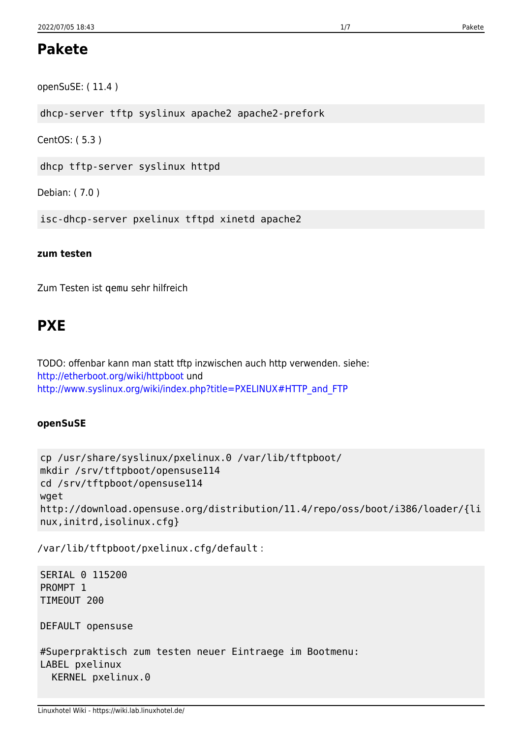# Pakete

openSuSE: ( 11.4 )

```
dhcp-server tftp syslinux apache2 apache2-prefork
```

CentOS: ( 5.3 )

```
dhcp tftp-server syslinux httpd
```

Debian: ( 7.0 )

```
isc-dhcp-server pxelinux tftpd xinetd apache2
```

### zum testen

Zum Testen ist qemu sehr hilfreich

# PXE

TODO: offenbar kann man statt tftp inzwischen auch http verwenden. siehe: http://etherboot.org/wiki/httpboot und http://www.syslinux.org/wiki/index.php?title=PXELINUX#HTTP_and_FTP

### openSuSE

```
cp /usr/share/syslinux/pxelinux.0 /var/lib/tftpboot/
mkdir /srv/tftpboot/opensuse114
cd /srv/tftpboot/opensuse114
wget
http://download.opensuse.org/distribution/11.4/repo/oss/boot/i386/loader/{linux,initrd,isolinux.cfg}
```

`/var/lib/tftpboot/pxelinux.cfg/default` :

```
SERIAL 0 115200
PROMPT 1
TIMEOUT 200

DEFAULT opensuse

#Superpraktisch zum testen neuer Eintraege im Bootmenu:
LABEL pxelinux
  KERNEL pxelinux.0
```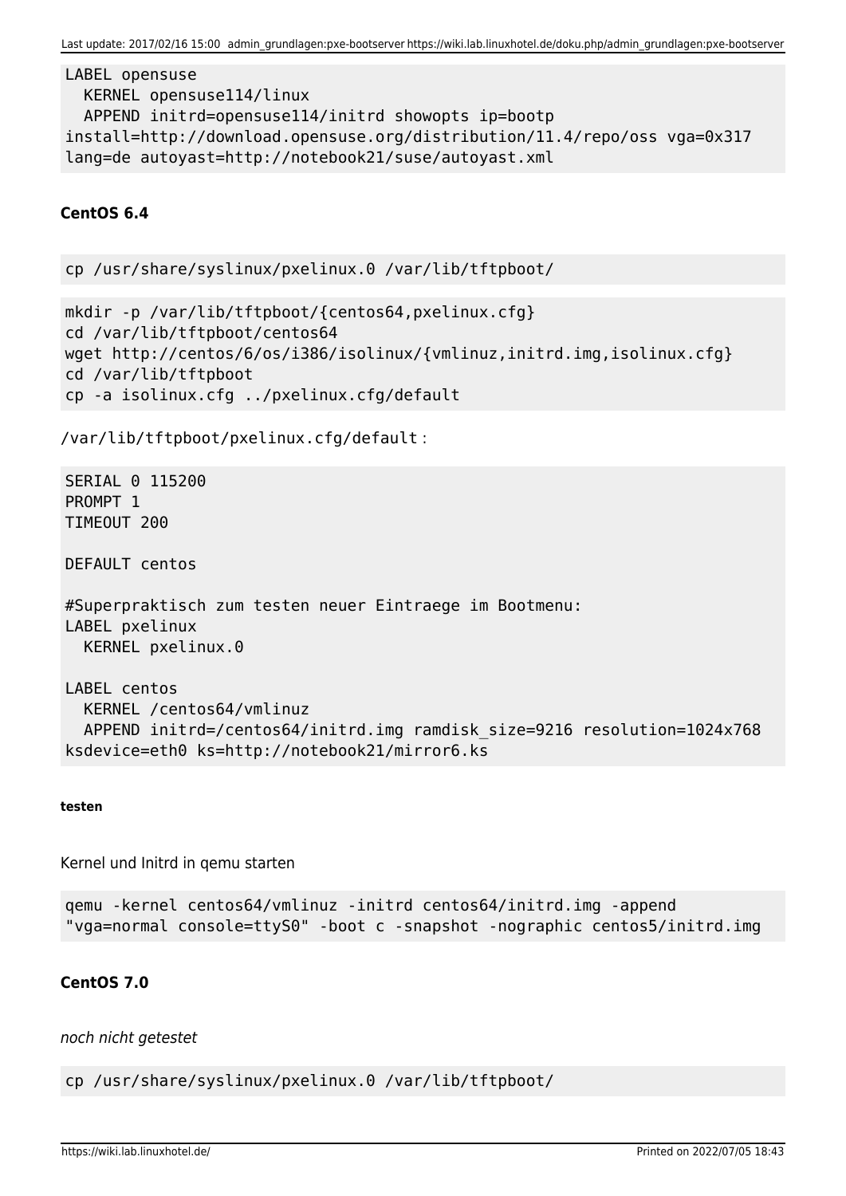```
LABEL opensuse
  KERNEL opensuse114/linux
  APPEND initrd=opensuse114/initrd showopts ip=bootp
install=http://download.opensuse.org/distribution/11.4/repo/oss vga=0x317
lang=de autoyast=http://notebook21/suse/autoyast.xml
```

#### CentOS 6.4

```
cp /usr/share/syslinux/pxelinux.0 /var/lib/tftpboot/
```

```
mkdir -p /var/lib/tftpboot/{centos64,pxelinux.cfg}
cd /var/lib/tftpboot/centos64
wget http://centos/6/os/i386/isolinux/{vmlinuz,initrd.img,isolinux.cfg}
cd /var/lib/tftpboot
cp -a isolinux.cfg ../pxelinux.cfg/default
```

`/var/lib/tftpboot/pxelinux.cfg/default` :

```
SERIAL 0 115200
PROMPT 1
TIMEOUT 200

DEFAULT centos

#Superpraktisch zum testen neuer Eintraege im Bootmenu:
LABEL pxelinux
  KERNEL pxelinux.0

LABEL centos
  KERNEL /centos64/vmlinuz
  APPEND initrd=/centos64/initrd.img ramdisk_size=9216 resolution=1024x768
ksdevice=eth0 ks=http://notebook21/mirror6.ks
```

##### testen

Kernel und Initrd in qemu starten

```
qemu -kernel centos64/vmlinuz -initrd centos64/initrd.img -append
"vga=normal console=ttyS0" -boot c -snapshot -nographic centos5/initrd.img
```

#### CentOS 7.0

*noch nicht getestet*

```
cp /usr/share/syslinux/pxelinux.0 /var/lib/tftpboot/
```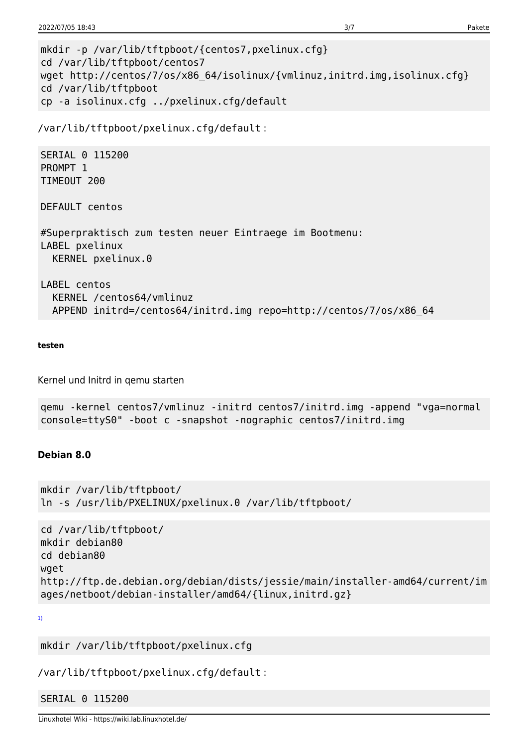```
mkdir -p /var/lib/tftpboot/{centos7,pxelinux.cfg}
cd /var/lib/tftpboot/centos7
wget http://centos/7/os/x86_64/isolinux/{vmlinuz,initrd.img,isolinux.cfg}
cd /var/lib/tftpboot
cp -a isolinux.cfg ../pxelinux.cfg/default
```

`/var/lib/tftpboot/pxelinux.cfg/default` :

```
SERIAL 0 115200
PROMPT 1
TIMEOUT 200

DEFAULT centos

#Superpraktisch zum testen neuer Eintraege im Bootmenu:
LABEL pxelinux
  KERNEL pxelinux.0

LABEL centos
  KERNEL /centos64/vmlinuz
  APPEND initrd=/centos64/initrd.img repo=http://centos/7/os/x86_64
```

##### testen

Kernel und Initrd in qemu starten

```
qemu -kernel centos7/vmlinuz -initrd centos7/initrd.img -append "vga=normal
console=ttyS0" -boot c -snapshot -nographic centos7/initrd.img
```

#### Debian 8.0

```
mkdir /var/lib/tftpboot/
ln -s /usr/lib/PXELINUX/pxelinux.0 /var/lib/tftpboot/
```

```
cd /var/lib/tftpboot/
mkdir debian80
cd debian80
wget
http://ftp.de.debian.org/debian/dists/jessie/main/installer-amd64/current/images/netboot/debian-installer/amd64/{linux,initrd.gz}
```

[1)]

```
mkdir /var/lib/tftpboot/pxelinux.cfg
```

`/var/lib/tftpboot/pxelinux.cfg/default` :

```
SERIAL 0 115200
```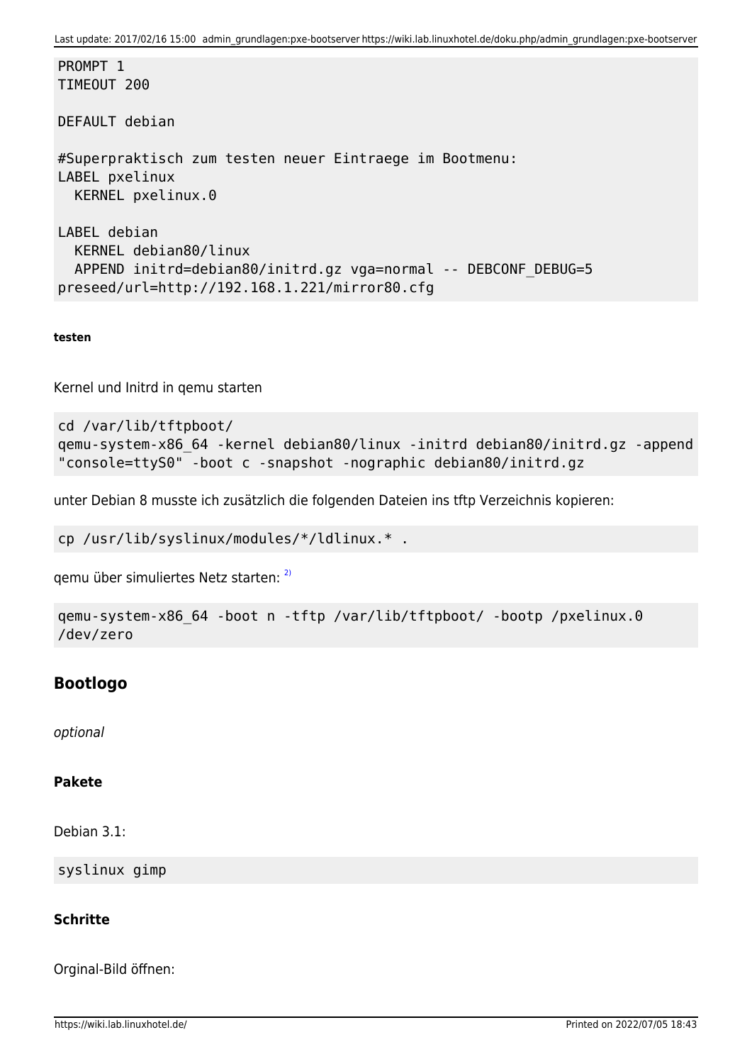```
PROMPT 1
TIMEOUT 200

DEFAULT debian

#Superpraktisch zum testen neuer Eintraege im Bootmenu:
LABEL pxelinux
  KERNEL pxelinux.0

LABEL debian
  KERNEL debian80/linux
  APPEND initrd=debian80/initrd.gz vga=normal -- DEBCONF_DEBUG=5
preseed/url=http://192.168.1.221/mirror80.cfg
```

##### testen

Kernel und Initrd in qemu starten

```
cd /var/lib/tftpboot/
qemu-system-x86_64 -kernel debian80/linux -initrd debian80/initrd.gz -append
"console=ttyS0" -boot c -snapshot -nographic debian80/initrd.gz
```

unter Debian 8 musste ich zusätzlich die folgenden Dateien ins tftp Verzeichnis kopieren:

```
cp /usr/lib/syslinux/modules/*/ldlinux.* .
```

qemu über simuliertes Netz starten: [2)]

```
qemu-system-x86_64 -boot n -tftp /var/lib/tftpboot/ -bootp /pxelinux.0
/dev/zero
```

## Bootlogo

*optional*

#### Pakete

Debian 3.1:

```
syslinux gimp
```

#### Schritte

Orginal-Bild öffnen: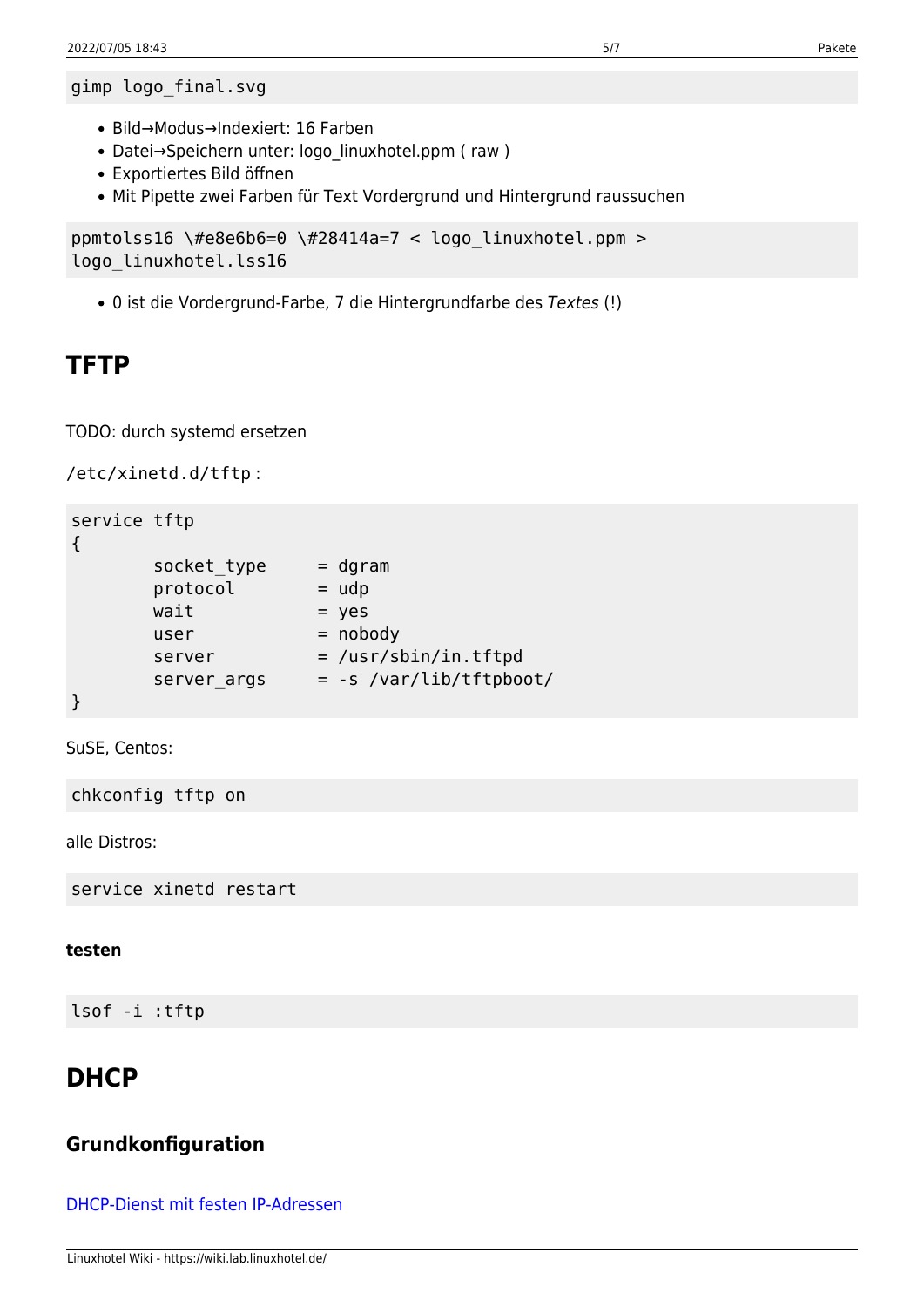```
gimp logo_final.svg
```

- Bild→Modus→Indexiert: 16 Farben
- Datei→Speichern unter: logo_linuxhotel.ppm ( raw )
- Exportiertes Bild öffnen
- Mit Pipette zwei Farben für Text Vordergrund und Hintergrund raussuchen

```
ppmtolss16 \#e8e6b6=0 \#28414a=7 < logo_linuxhotel.ppm >
logo_linuxhotel.lss16
```

- 0 ist die Vordergrund-Farbe, 7 die Hintergrundfarbe des *Textes* (!)

## TFTP

TODO: durch systemd ersetzen

`/etc/xinetd.d/tftp`:

```
service tftp
{
        socket_type     = dgram
        protocol        = udp
        wait            = yes
        user            = nobody
        server          = /usr/sbin/in.tftpd
        server_args     = -s /var/lib/tftpboot/
}
```

SuSE, Centos:

```
chkconfig tftp on
```

alle Distros:

```
service xinetd restart
```

#### testen

```
lsof -i :tftp
```

## DHCP

### Grundkonfiguration

DHCP-Dienst mit festen IP-Adressen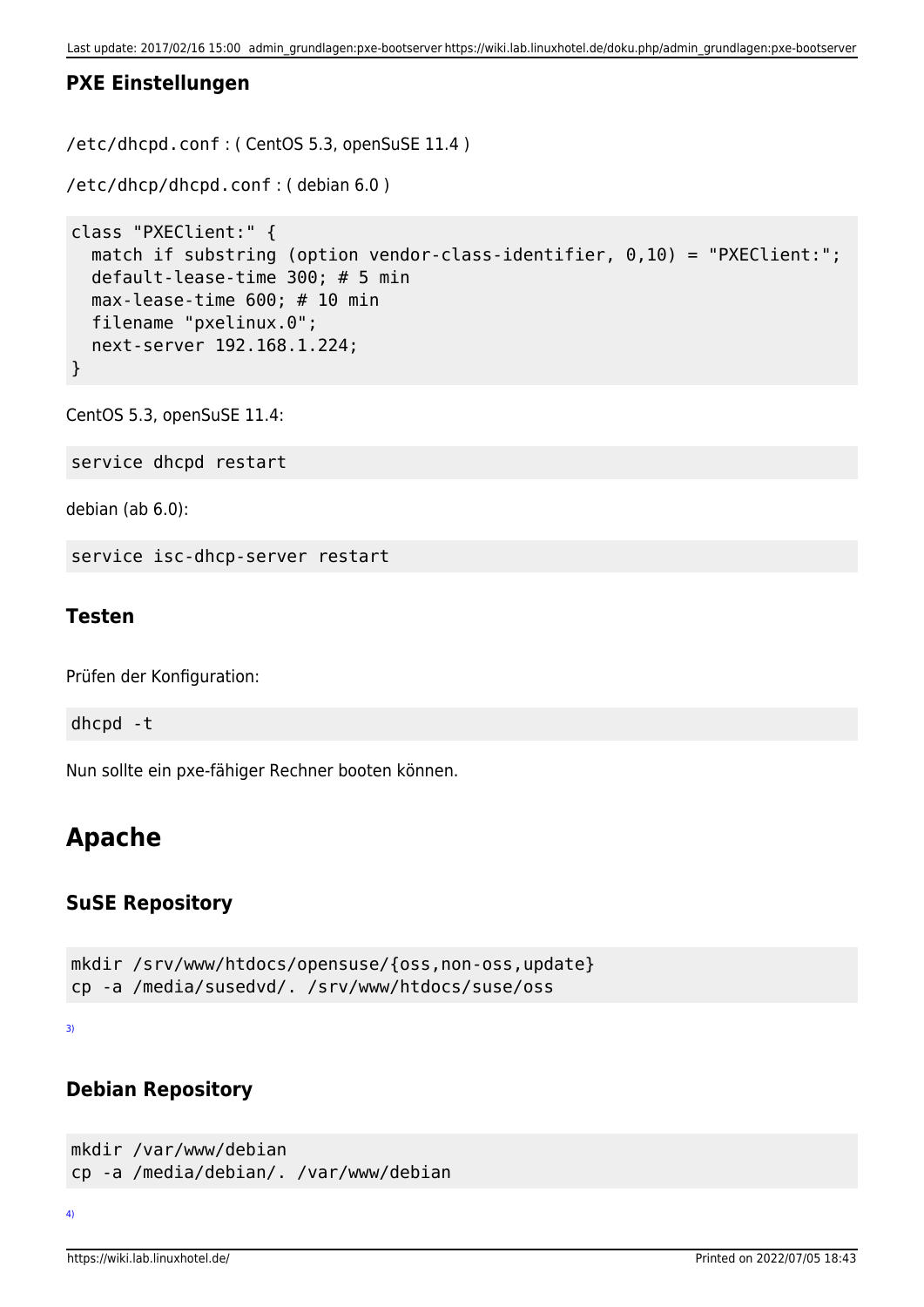### PXE Einstellungen

`/etc/dhcpd.conf` : ( CentOS 5.3, openSuSE 11.4 )

`/etc/dhcp/dhcpd.conf` : ( debian 6.0 )

```
class "PXEClient:" {
  match if substring (option vendor-class-identifier, 0,10) = "PXEClient:";
  default-lease-time 300; # 5 min
  max-lease-time 600; # 10 min
  filename "pxelinux.0";
  next-server 192.168.1.224;
}
```

CentOS 5.3, openSuSE 11.4:

```
service dhcpd restart
```

debian (ab 6.0):

```
service isc-dhcp-server restart
```

### Testen

Prüfen der Konfiguration:

```
dhcpd -t
```

Nun sollte ein pxe-fähiger Rechner booten können.

## Apache

### SuSE Repository

```
mkdir /srv/www/htdocs/opensuse/{oss,non-oss,update}
cp -a /media/susedvd/. /srv/www/htdocs/suse/oss
```

[3)]

### Debian Repository

```
mkdir /var/www/debian
cp -a /media/debian/. /var/www/debian
```

[4)]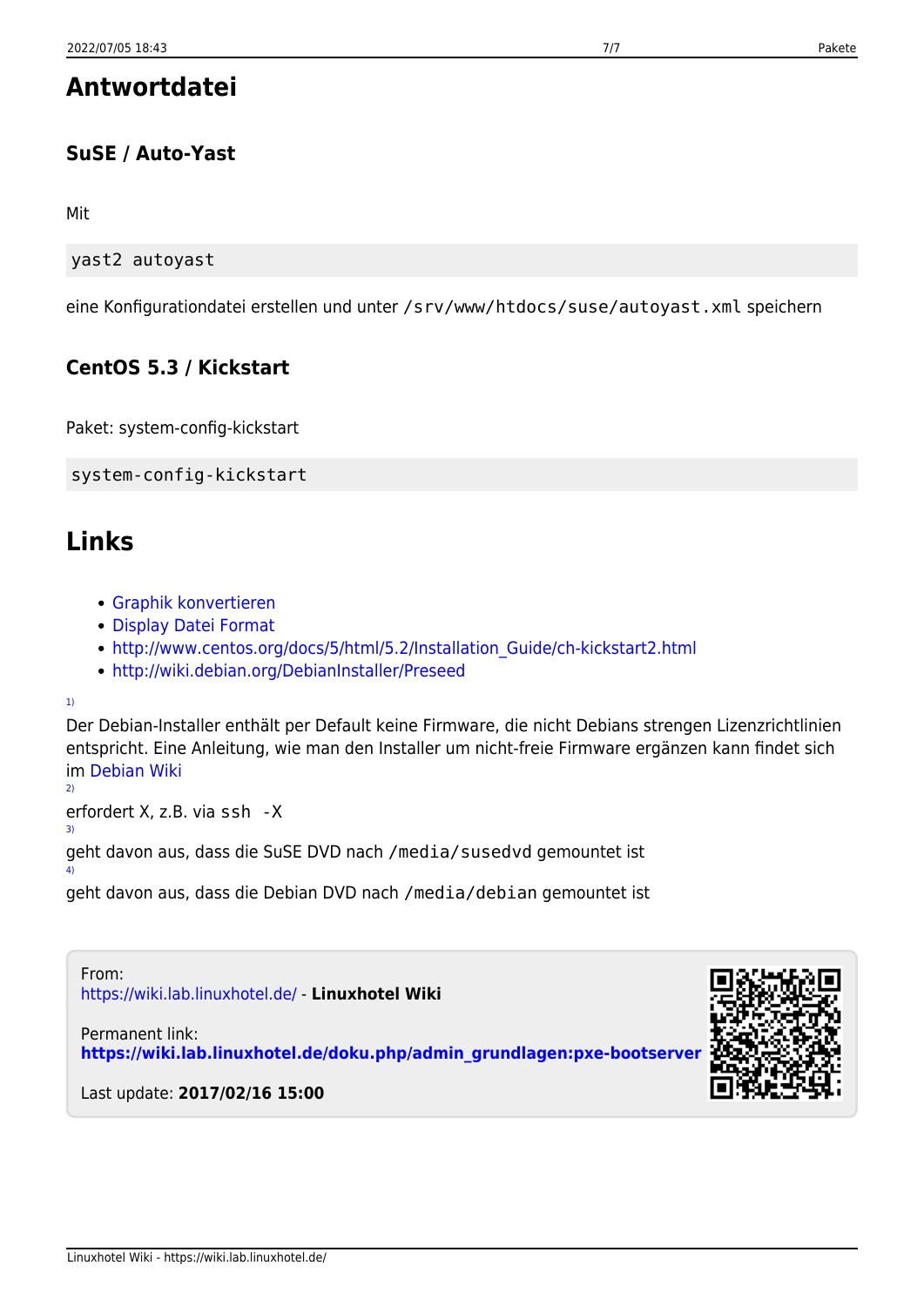## Antwortdatei

### SuSE / Auto-Yast

Mit

```
yast2 autoyast
```

eine Konfigurationdatei erstellen und unter `/srv/www/htdocs/suse/autoyast.xml` speichern

### CentOS 5.3 / Kickstart

Paket: system-config-kickstart

```
system-config-kickstart
```

## Links

- Graphik konvertieren
- Display Datei Format
- http://www.centos.org/docs/5/html/5.2/Installation_Guide/ch-kickstart2.html
- http://wiki.debian.org/DebianInstaller/Preseed

[1]
Der Debian-Installer enthält per Default keine Firmware, die nicht Debians strengen Lizenzrichtlinien entspricht. Eine Anleitung, wie man den Installer um nicht-freie Firmware ergänzen kann findet sich im Debian Wiki

[2]
erfordert X, z.B. via `ssh -X`

[3]
geht davon aus, dass die SuSE DVD nach `/media/susedvd` gemountet ist

[4]
geht davon aus, dass die Debian DVD nach `/media/debian` gemountet ist

From:
https://wiki.lab.linuxhotel.de/ - **Linuxhotel Wiki**

Permanent link:
**https://wiki.lab.linuxhotel.de/doku.php/admin_grundlagen:pxe-bootserver**

Last update: **2017/02/16 15:00**